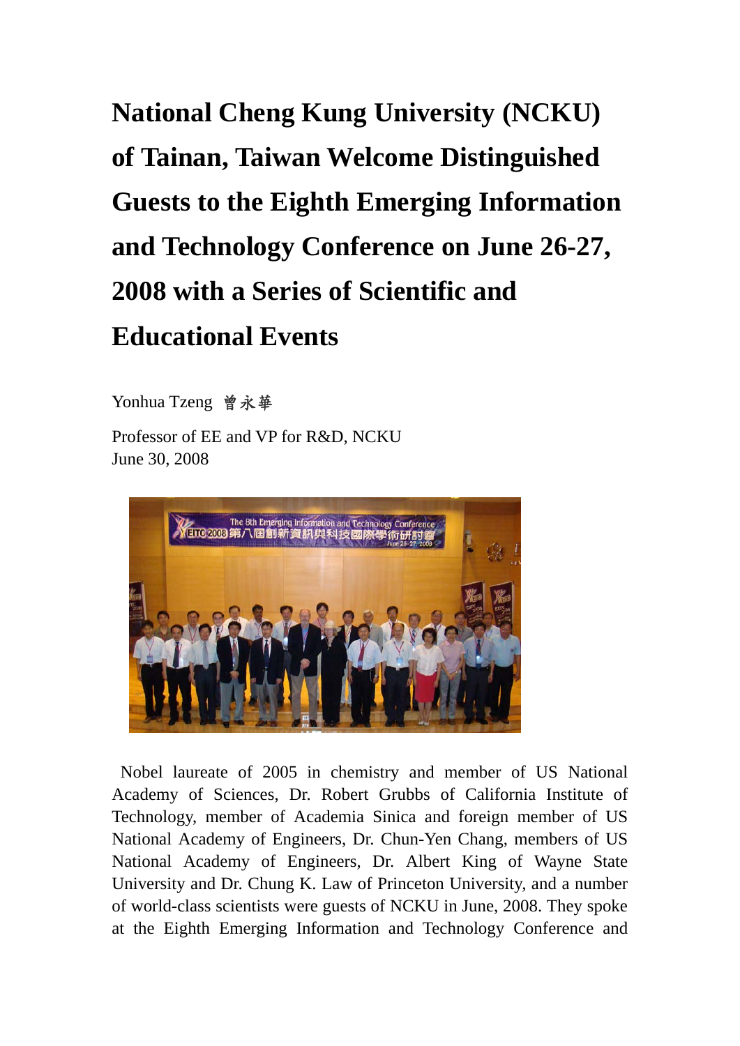# National Cheng Kung University (NCKU) of Tainan, Taiwan Welcome Distinguished Guests to the Eighth Emerging Information and Technology Conference on June 26-27, 2008 with a Series of Scientific and Educational Events

Yonhua Tzeng 曾永華

Professor of EE and VP for R&D, NCKU
June 30, 2008

Nobel laureate of 2005 in chemistry and member of US National Academy of Sciences, Dr. Robert Grubbs of California Institute of Technology, member of Academia Sinica and foreign member of US National Academy of Engineers, Dr. Chun-Yen Chang, members of US National Academy of Engineers, Dr. Albert King of Wayne State University and Dr. Chung K. Law of Princeton University, and a number of world-class scientists were guests of NCKU in June, 2008. They spoke at the Eighth Emerging Information and Technology Conference and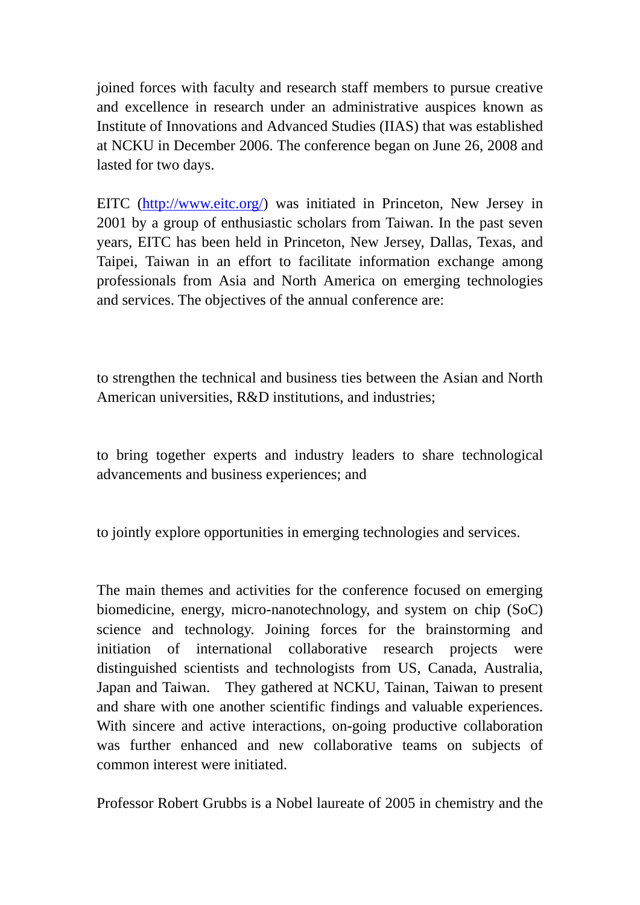joined forces with faculty and research staff members to pursue creative and excellence in research under an administrative auspices known as Institute of Innovations and Advanced Studies (IIAS) that was established at NCKU in December 2006. The conference began on June 26, 2008 and lasted for two days.

EITC (http://www.eitc.org/) was initiated in Princeton, New Jersey in 2001 by a group of enthusiastic scholars from Taiwan. In the past seven years, EITC has been held in Princeton, New Jersey, Dallas, Texas, and Taipei, Taiwan in an effort to facilitate information exchange among professionals from Asia and North America on emerging technologies and services. The objectives of the annual conference are:

to strengthen the technical and business ties between the Asian and North American universities, R&D institutions, and industries;

to bring together experts and industry leaders to share technological advancements and business experiences; and

to jointly explore opportunities in emerging technologies and services.

The main themes and activities for the conference focused on emerging biomedicine, energy, micro-nanotechnology, and system on chip (SoC) science and technology. Joining forces for the brainstorming and initiation of international collaborative research projects were distinguished scientists and technologists from US, Canada, Australia, Japan and Taiwan. They gathered at NCKU, Tainan, Taiwan to present and share with one another scientific findings and valuable experiences. With sincere and active interactions, on-going productive collaboration was further enhanced and new collaborative teams on subjects of common interest were initiated.

Professor Robert Grubbs is a Nobel laureate of 2005 in chemistry and the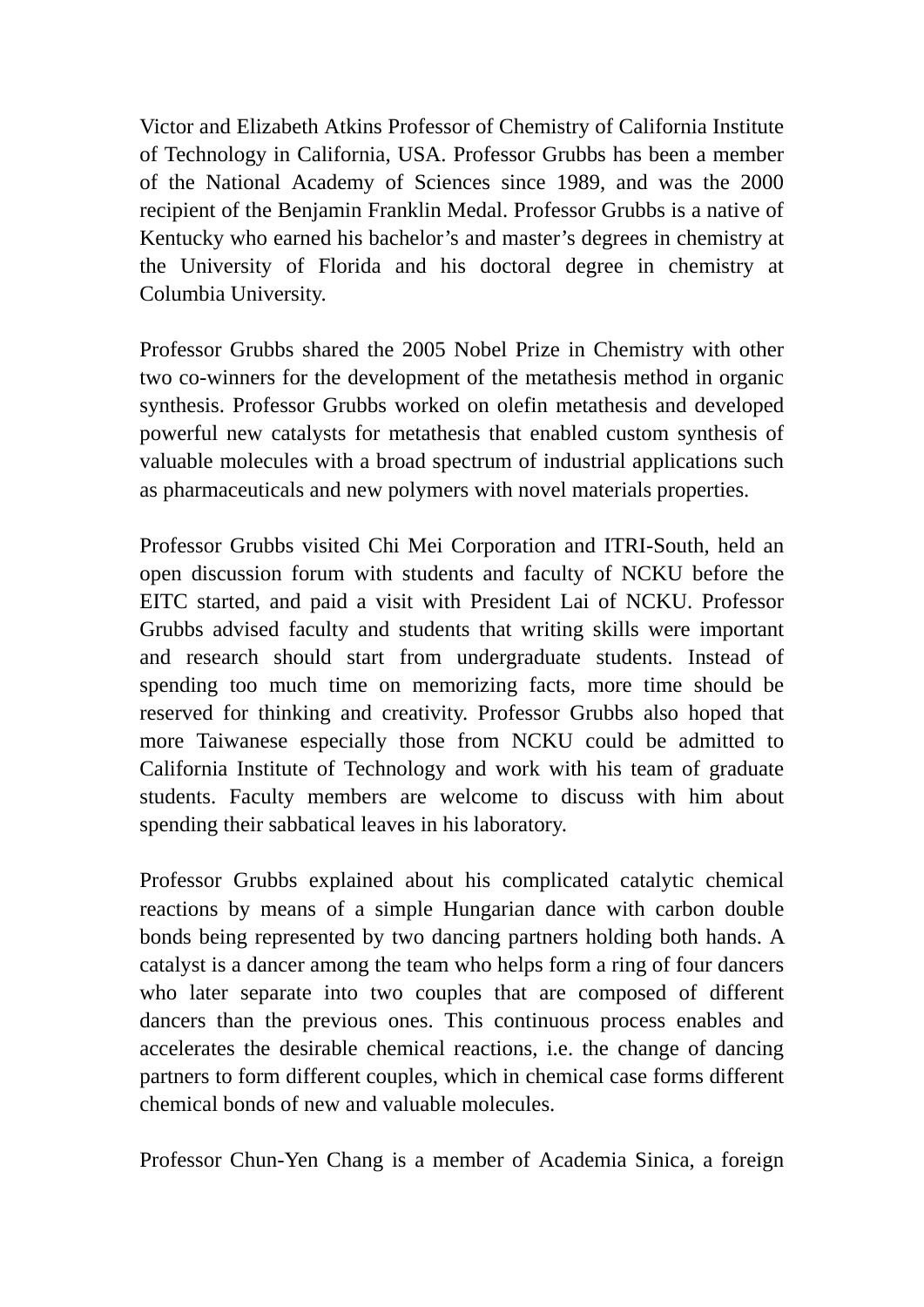Victor and Elizabeth Atkins Professor of Chemistry of California Institute of Technology in California, USA. Professor Grubbs has been a member of the National Academy of Sciences since 1989, and was the 2000 recipient of the Benjamin Franklin Medal. Professor Grubbs is a native of Kentucky who earned his bachelor's and master's degrees in chemistry at the University of Florida and his doctoral degree in chemistry at Columbia University.

Professor Grubbs shared the 2005 Nobel Prize in Chemistry with other two co-winners for the development of the metathesis method in organic synthesis. Professor Grubbs worked on olefin metathesis and developed powerful new catalysts for metathesis that enabled custom synthesis of valuable molecules with a broad spectrum of industrial applications such as pharmaceuticals and new polymers with novel materials properties.

Professor Grubbs visited Chi Mei Corporation and ITRI-South, held an open discussion forum with students and faculty of NCKU before the EITC started, and paid a visit with President Lai of NCKU. Professor Grubbs advised faculty and students that writing skills were important and research should start from undergraduate students. Instead of spending too much time on memorizing facts, more time should be reserved for thinking and creativity. Professor Grubbs also hoped that more Taiwanese especially those from NCKU could be admitted to California Institute of Technology and work with his team of graduate students. Faculty members are welcome to discuss with him about spending their sabbatical leaves in his laboratory.

Professor Grubbs explained about his complicated catalytic chemical reactions by means of a simple Hungarian dance with carbon double bonds being represented by two dancing partners holding both hands. A catalyst is a dancer among the team who helps form a ring of four dancers who later separate into two couples that are composed of different dancers than the previous ones. This continuous process enables and accelerates the desirable chemical reactions, i.e. the change of dancing partners to form different couples, which in chemical case forms different chemical bonds of new and valuable molecules.

Professor Chun-Yen Chang is a member of Academia Sinica, a foreign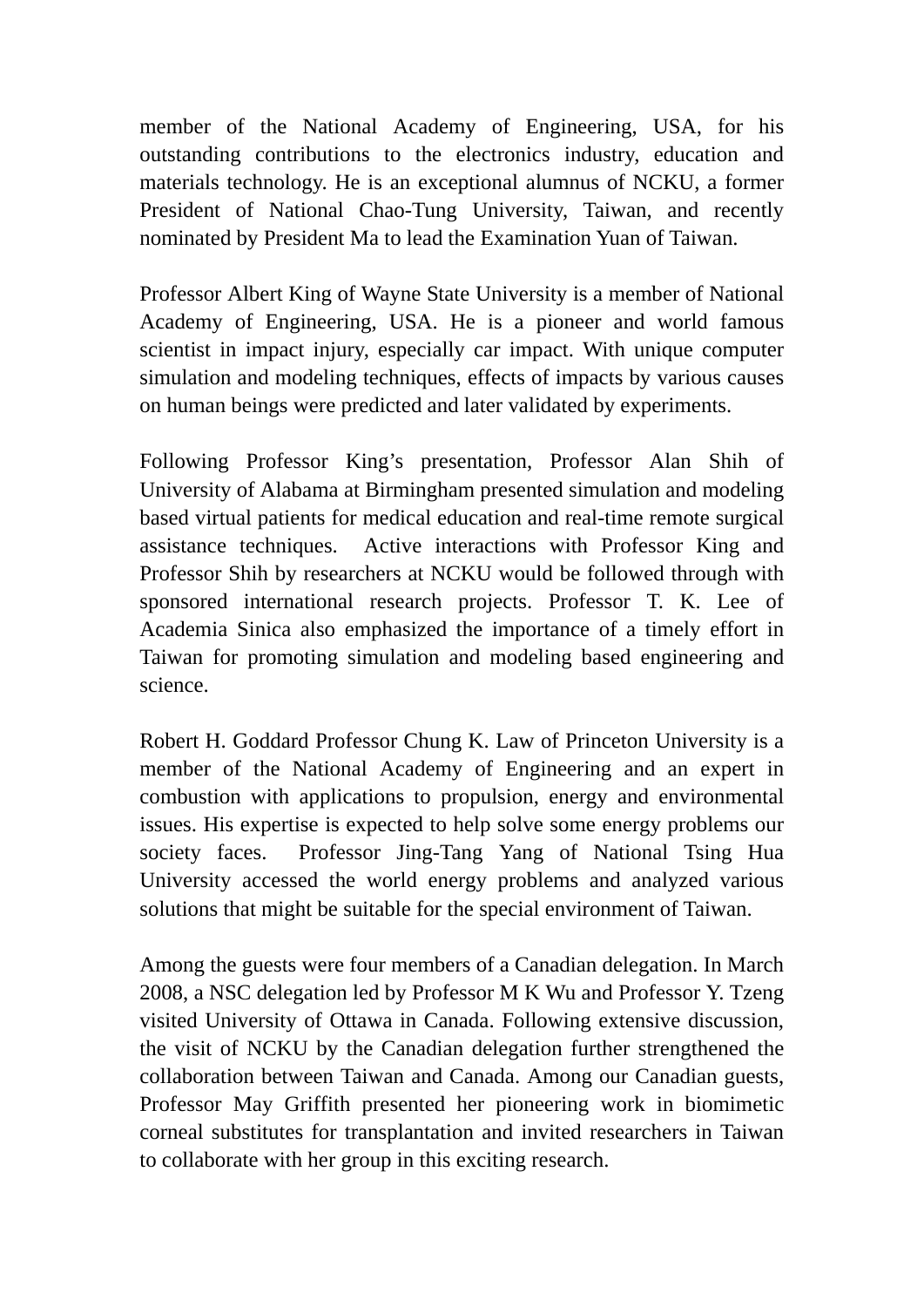member of the National Academy of Engineering, USA, for his outstanding contributions to the electronics industry, education and materials technology. He is an exceptional alumnus of NCKU, a former President of National Chao-Tung University, Taiwan, and recently nominated by President Ma to lead the Examination Yuan of Taiwan.

Professor Albert King of Wayne State University is a member of National Academy of Engineering, USA. He is a pioneer and world famous scientist in impact injury, especially car impact. With unique computer simulation and modeling techniques, effects of impacts by various causes on human beings were predicted and later validated by experiments.

Following Professor King's presentation, Professor Alan Shih of University of Alabama at Birmingham presented simulation and modeling based virtual patients for medical education and real-time remote surgical assistance techniques. Active interactions with Professor King and Professor Shih by researchers at NCKU would be followed through with sponsored international research projects. Professor T. K. Lee of Academia Sinica also emphasized the importance of a timely effort in Taiwan for promoting simulation and modeling based engineering and science.

Robert H. Goddard Professor Chung K. Law of Princeton University is a member of the National Academy of Engineering and an expert in combustion with applications to propulsion, energy and environmental issues. His expertise is expected to help solve some energy problems our society faces. Professor Jing-Tang Yang of National Tsing Hua University accessed the world energy problems and analyzed various solutions that might be suitable for the special environment of Taiwan.

Among the guests were four members of a Canadian delegation. In March 2008, a NSC delegation led by Professor M K Wu and Professor Y. Tzeng visited University of Ottawa in Canada. Following extensive discussion, the visit of NCKU by the Canadian delegation further strengthened the collaboration between Taiwan and Canada. Among our Canadian guests, Professor May Griffith presented her pioneering work in biomimetic corneal substitutes for transplantation and invited researchers in Taiwan to collaborate with her group in this exciting research.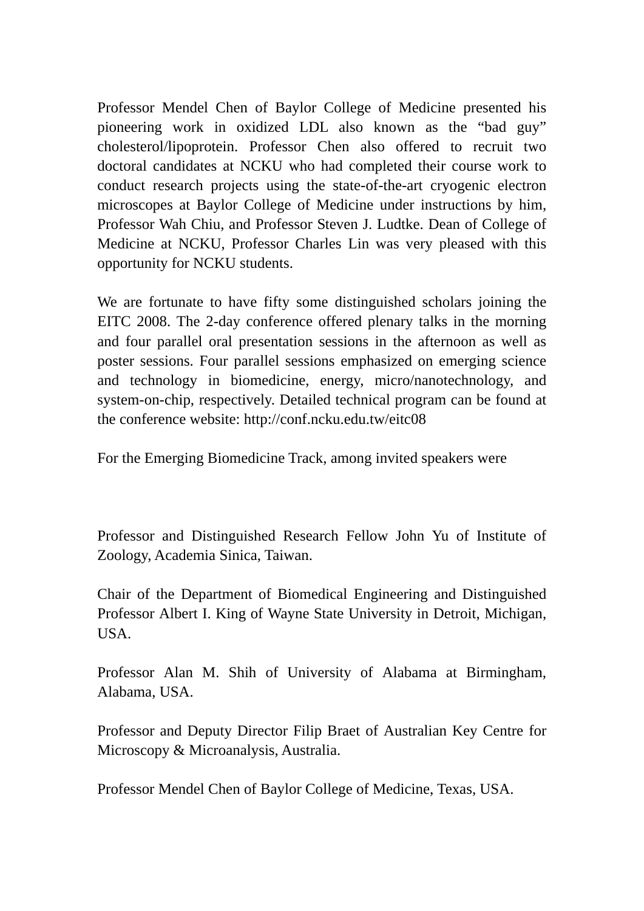Professor Mendel Chen of Baylor College of Medicine presented his pioneering work in oxidized LDL also known as the “bad guy” cholesterol/lipoprotein. Professor Chen also offered to recruit two doctoral candidates at NCKU who had completed their course work to conduct research projects using the state-of-the-art cryogenic electron microscopes at Baylor College of Medicine under instructions by him, Professor Wah Chiu, and Professor Steven J. Ludtke. Dean of College of Medicine at NCKU, Professor Charles Lin was very pleased with this opportunity for NCKU students.

We are fortunate to have fifty some distinguished scholars joining the EITC 2008. The 2-day conference offered plenary talks in the morning and four parallel oral presentation sessions in the afternoon as well as poster sessions. Four parallel sessions emphasized on emerging science and technology in biomedicine, energy, micro/nanotechnology, and system-on-chip, respectively. Detailed technical program can be found at the conference website: http://conf.ncku.edu.tw/eitc08

For the Emerging Biomedicine Track, among invited speakers were

Professor and Distinguished Research Fellow John Yu of Institute of Zoology, Academia Sinica, Taiwan.

Chair of the Department of Biomedical Engineering and Distinguished Professor Albert I. King of Wayne State University in Detroit, Michigan, USA.

Professor Alan M. Shih of University of Alabama at Birmingham, Alabama, USA.

Professor and Deputy Director Filip Braet of Australian Key Centre for Microscopy & Microanalysis, Australia.

Professor Mendel Chen of Baylor College of Medicine, Texas, USA.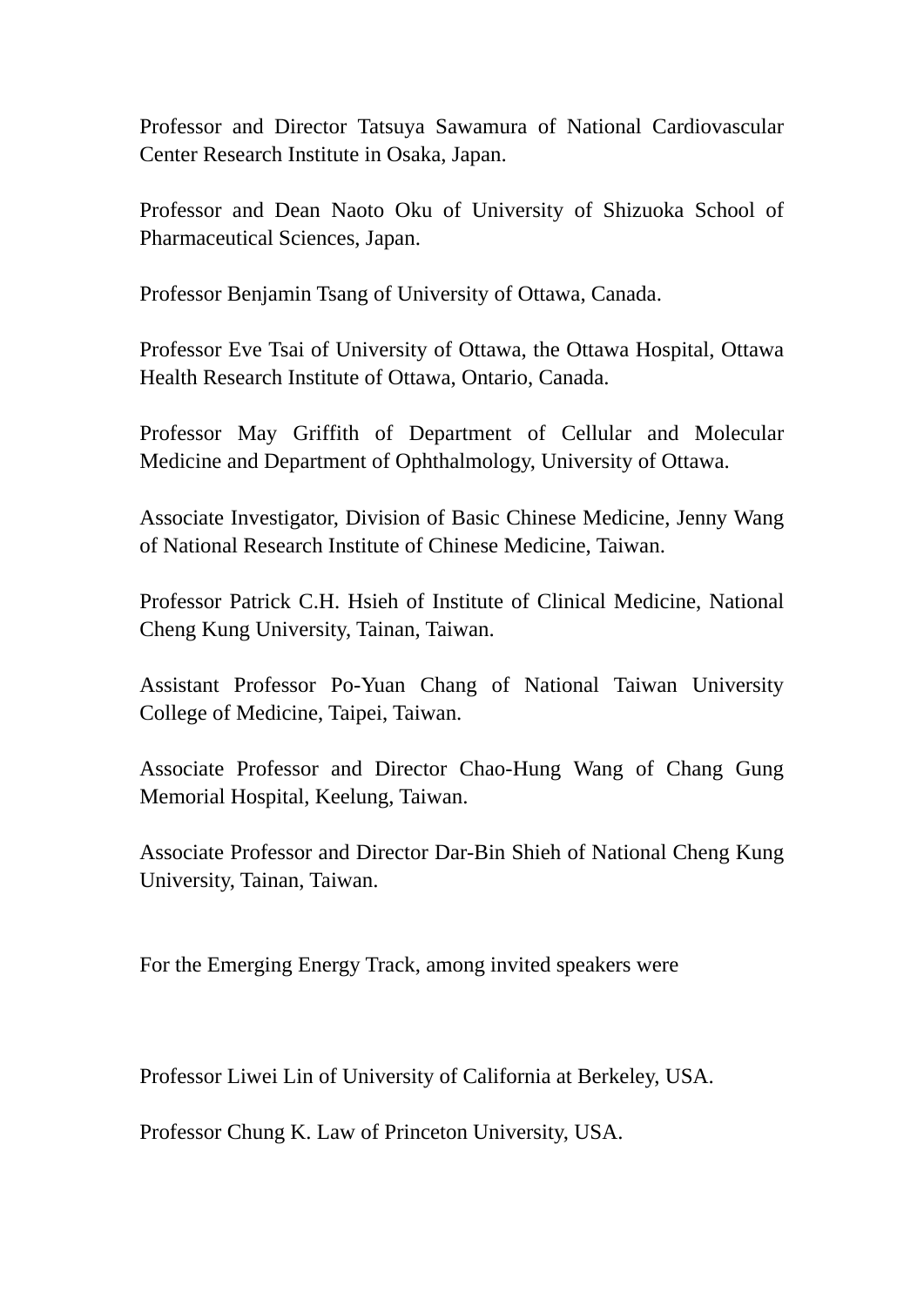Professor and Director Tatsuya Sawamura of National Cardiovascular Center Research Institute in Osaka, Japan.

Professor and Dean Naoto Oku of University of Shizuoka School of Pharmaceutical Sciences, Japan.

Professor Benjamin Tsang of University of Ottawa, Canada.

Professor Eve Tsai of University of Ottawa, the Ottawa Hospital, Ottawa Health Research Institute of Ottawa, Ontario, Canada.

Professor May Griffith of Department of Cellular and Molecular Medicine and Department of Ophthalmology, University of Ottawa.

Associate Investigator, Division of Basic Chinese Medicine, Jenny Wang of National Research Institute of Chinese Medicine, Taiwan.

Professor Patrick C.H. Hsieh of Institute of Clinical Medicine, National Cheng Kung University, Tainan, Taiwan.

Assistant Professor Po-Yuan Chang of National Taiwan University College of Medicine, Taipei, Taiwan.

Associate Professor and Director Chao-Hung Wang of Chang Gung Memorial Hospital, Keelung, Taiwan.

Associate Professor and Director Dar-Bin Shieh of National Cheng Kung University, Tainan, Taiwan.

For the Emerging Energy Track, among invited speakers were

Professor Liwei Lin of University of California at Berkeley, USA.

Professor Chung K. Law of Princeton University, USA.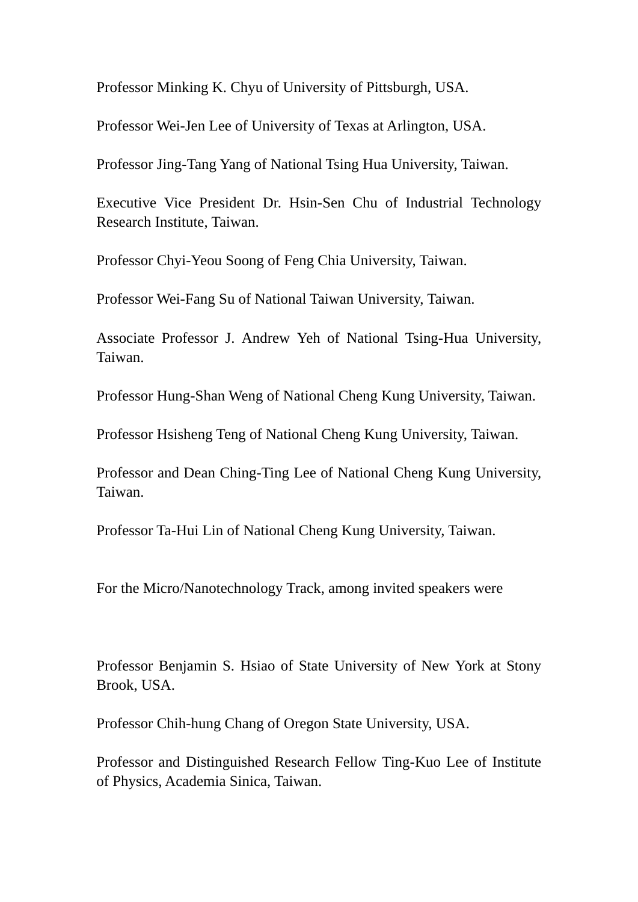Professor Minking K. Chyu of University of Pittsburgh, USA.

Professor Wei-Jen Lee of University of Texas at Arlington, USA.

Professor Jing-Tang Yang of National Tsing Hua University, Taiwan.

Executive Vice President Dr. Hsin-Sen Chu of Industrial Technology Research Institute, Taiwan.

Professor Chyi-Yeou Soong of Feng Chia University, Taiwan.

Professor Wei-Fang Su of National Taiwan University, Taiwan.

Associate Professor J. Andrew Yeh of National Tsing-Hua University, Taiwan.

Professor Hung-Shan Weng of National Cheng Kung University, Taiwan.

Professor Hsisheng Teng of National Cheng Kung University, Taiwan.

Professor and Dean Ching-Ting Lee of National Cheng Kung University, Taiwan.

Professor Ta-Hui Lin of National Cheng Kung University, Taiwan.

For the Micro/Nanotechnology Track, among invited speakers were

Professor Benjamin S. Hsiao of State University of New York at Stony Brook, USA.

Professor Chih-hung Chang of Oregon State University, USA.

Professor and Distinguished Research Fellow Ting-Kuo Lee of Institute of Physics, Academia Sinica, Taiwan.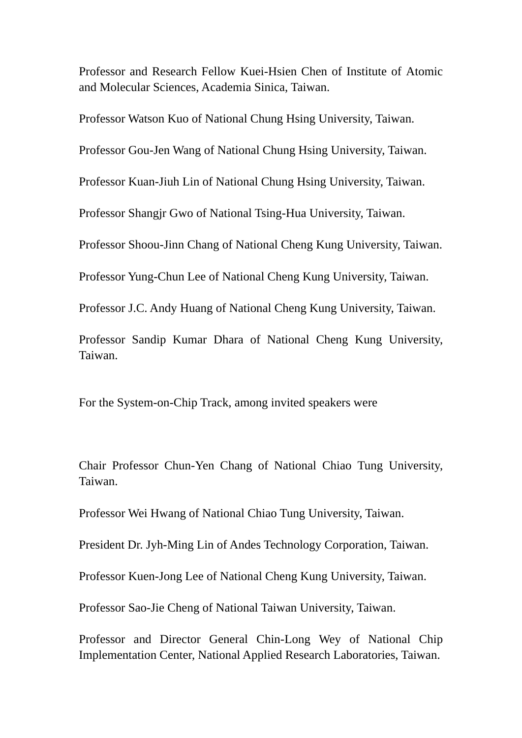Professor and Research Fellow Kuei-Hsien Chen of Institute of Atomic and Molecular Sciences, Academia Sinica, Taiwan.

Professor Watson Kuo of National Chung Hsing University, Taiwan.

Professor Gou-Jen Wang of National Chung Hsing University, Taiwan.

Professor Kuan-Jiuh Lin of National Chung Hsing University, Taiwan.

Professor Shangjr Gwo of National Tsing-Hua University, Taiwan.

Professor Shoou-Jinn Chang of National Cheng Kung University, Taiwan.

Professor Yung-Chun Lee of National Cheng Kung University, Taiwan.

Professor J.C. Andy Huang of National Cheng Kung University, Taiwan.

Professor Sandip Kumar Dhara of National Cheng Kung University, Taiwan.

For the System-on-Chip Track, among invited speakers were

Chair Professor Chun-Yen Chang of National Chiao Tung University, Taiwan.

Professor Wei Hwang of National Chiao Tung University, Taiwan.

President Dr. Jyh-Ming Lin of Andes Technology Corporation, Taiwan.

Professor Kuen-Jong Lee of National Cheng Kung University, Taiwan.

Professor Sao-Jie Cheng of National Taiwan University, Taiwan.

Professor and Director General Chin-Long Wey of National Chip Implementation Center, National Applied Research Laboratories, Taiwan.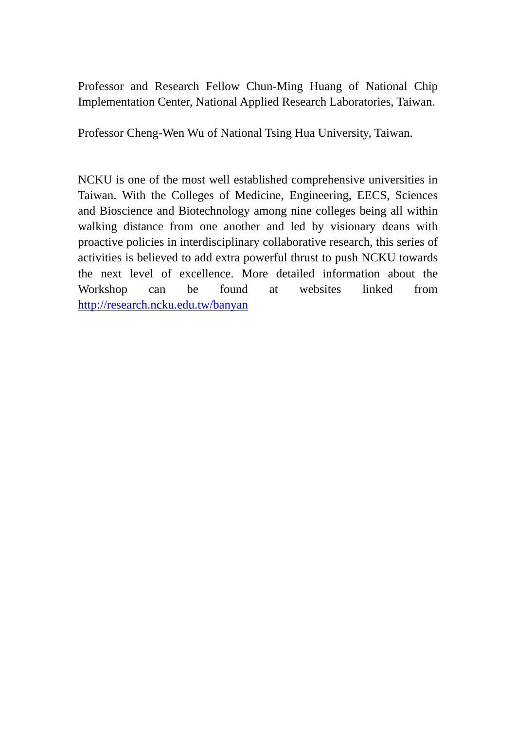Professor and Research Fellow Chun-Ming Huang of National Chip Implementation Center, National Applied Research Laboratories, Taiwan.

Professor Cheng-Wen Wu of National Tsing Hua University, Taiwan.

NCKU is one of the most well established comprehensive universities in Taiwan. With the Colleges of Medicine, Engineering, EECS, Sciences and Bioscience and Biotechnology among nine colleges being all within walking distance from one another and led by visionary deans with proactive policies in interdisciplinary collaborative research, this series of activities is believed to add extra powerful thrust to push NCKU towards the next level of excellence. More detailed information about the Workshop can be found at websites linked from http://research.ncku.edu.tw/banyan